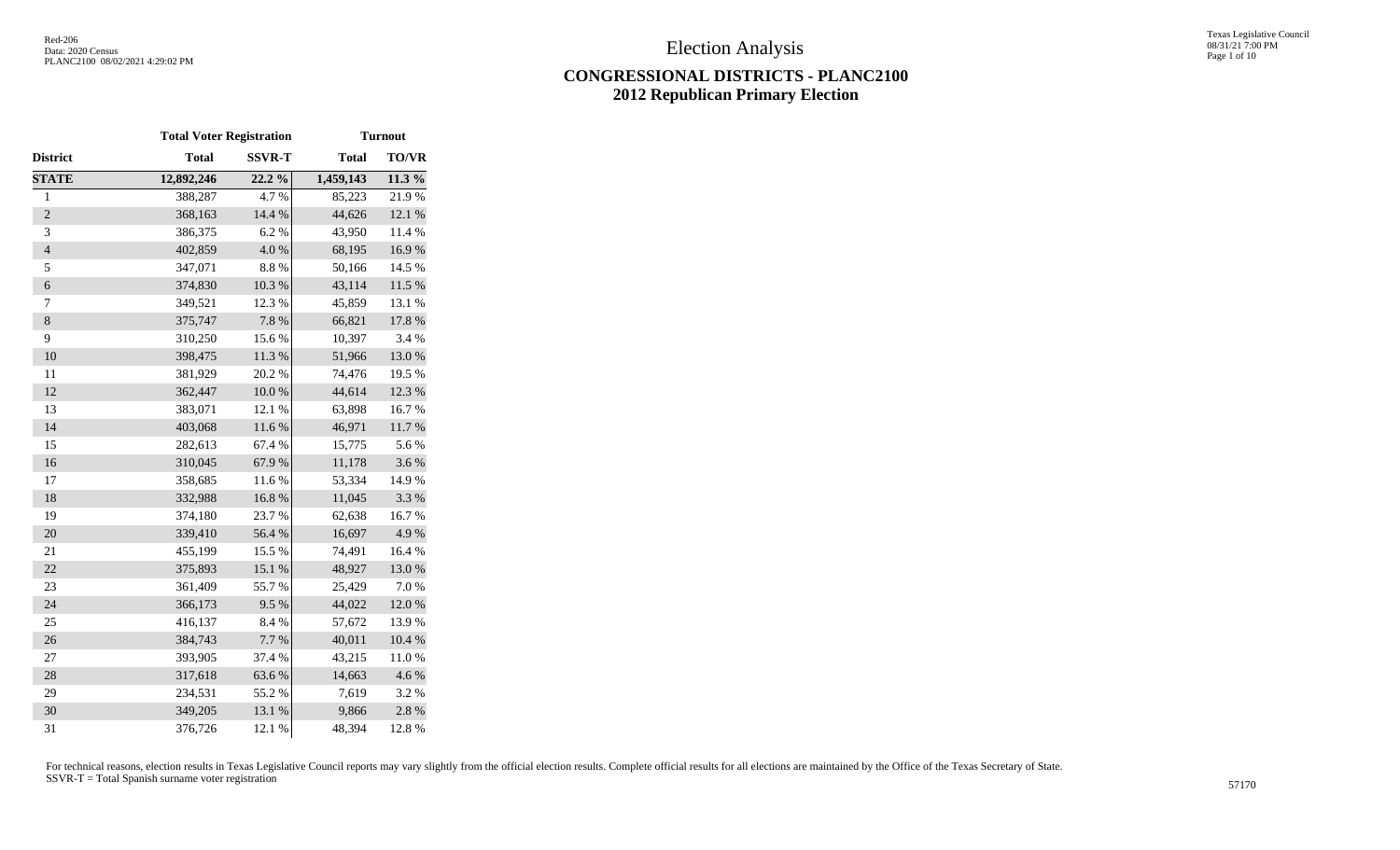# Election Analysis

## CONGRESSIONAL DISTRICTS - PLANC2100
## 2012 Republican Primary Election

Red-206
Data: 2020 Census
PLANC2100 08/02/2021 4:29:02 PM

Texas Legislative Council
08/31/21 7:00 PM

| | Total Voter Registration | | Turnout | |
|---|---|---|---|---|
| **District** | **Total** | **SSVR-T** | **Total** | **TO/VR** |
| **STATE** | **12,892,246** | **22.2 %** | **1,459,143** | **11.3 %** |
| 1 | 388,287 | 4.7 % | 85,223 | 21.9 % |
| 2 | 368,163 | 14.4 % | 44,626 | 12.1 % |
| 3 | 386,375 | 6.2 % | 43,950 | 11.4 % |
| 4 | 402,859 | 4.0 % | 68,195 | 16.9 % |
| 5 | 347,071 | 8.8 % | 50,166 | 14.5 % |
| 6 | 374,830 | 10.3 % | 43,114 | 11.5 % |
| 7 | 349,521 | 12.3 % | 45,859 | 13.1 % |
| 8 | 375,747 | 7.8 % | 66,821 | 17.8 % |
| 9 | 310,250 | 15.6 % | 10,397 | 3.4 % |
| 10 | 398,475 | 11.3 % | 51,966 | 13.0 % |
| 11 | 381,929 | 20.2 % | 74,476 | 19.5 % |
| 12 | 362,447 | 10.0 % | 44,614 | 12.3 % |
| 13 | 383,071 | 12.1 % | 63,898 | 16.7 % |
| 14 | 403,068 | 11.6 % | 46,971 | 11.7 % |
| 15 | 282,613 | 67.4 % | 15,775 | 5.6 % |
| 16 | 310,045 | 67.9 % | 11,178 | 3.6 % |
| 17 | 358,685 | 11.6 % | 53,334 | 14.9 % |
| 18 | 332,988 | 16.8 % | 11,045 | 3.3 % |
| 19 | 374,180 | 23.7 % | 62,638 | 16.7 % |
| 20 | 339,410 | 56.4 % | 16,697 | 4.9 % |
| 21 | 455,199 | 15.5 % | 74,491 | 16.4 % |
| 22 | 375,893 | 15.1 % | 48,927 | 13.0 % |
| 23 | 361,409 | 55.7 % | 25,429 | 7.0 % |
| 24 | 366,173 | 9.5 % | 44,022 | 12.0 % |
| 25 | 416,137 | 8.4 % | 57,672 | 13.9 % |
| 26 | 384,743 | 7.7 % | 40,011 | 10.4 % |
| 27 | 393,905 | 37.4 % | 43,215 | 11.0 % |
| 28 | 317,618 | 63.6 % | 14,663 | 4.6 % |
| 29 | 234,531 | 55.2 % | 7,619 | 3.2 % |
| 30 | 349,205 | 13.1 % | 9,866 | 2.8 % |
| 31 | 376,726 | 12.1 % | 48,394 | 12.8 % |

For technical reasons, election results in Texas Legislative Council reports may vary slightly from the official election results. Complete official results for all elections are maintained by the Office of the Texas Secretary of State.
SSVR-T = Total Spanish surname voter registration

57170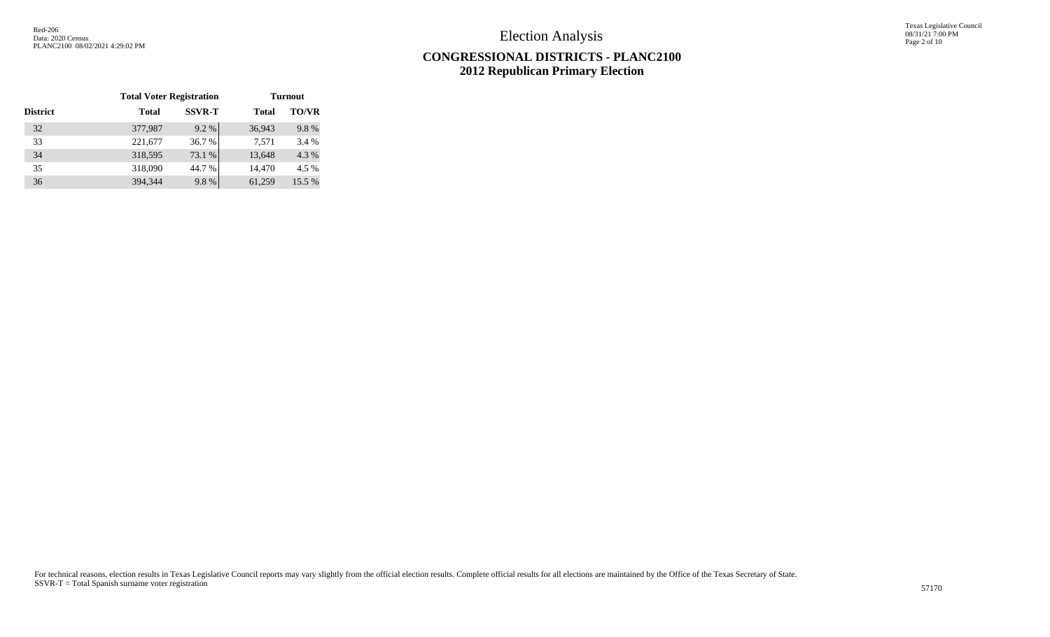Election Analysis

## CONGRESSIONAL DISTRICTS - PLANC2100
## 2012 Republican Primary Election

| | Total Voter Registration | | Turnout | |
|---|---|---|---|---|
| District | Total | SSVR-T | Total | TO/VR |
| 32 | 377,987 | 9.2 % | 36,943 | 9.8 % |
| 33 | 221,677 | 36.7 % | 7,571 | 3.4 % |
| 34 | 318,595 | 73.1 % | 13,648 | 4.3 % |
| 35 | 318,090 | 44.7 % | 14,470 | 4.5 % |
| 36 | 394,344 | 9.8 % | 61,259 | 15.5 % |

For technical reasons, election results in Texas Legislative Council reports may vary slightly from the official election results. Complete official results for all elections are maintained by the Office of the Texas Secretary of State.
SSVR-T = Total Spanish surname voter registration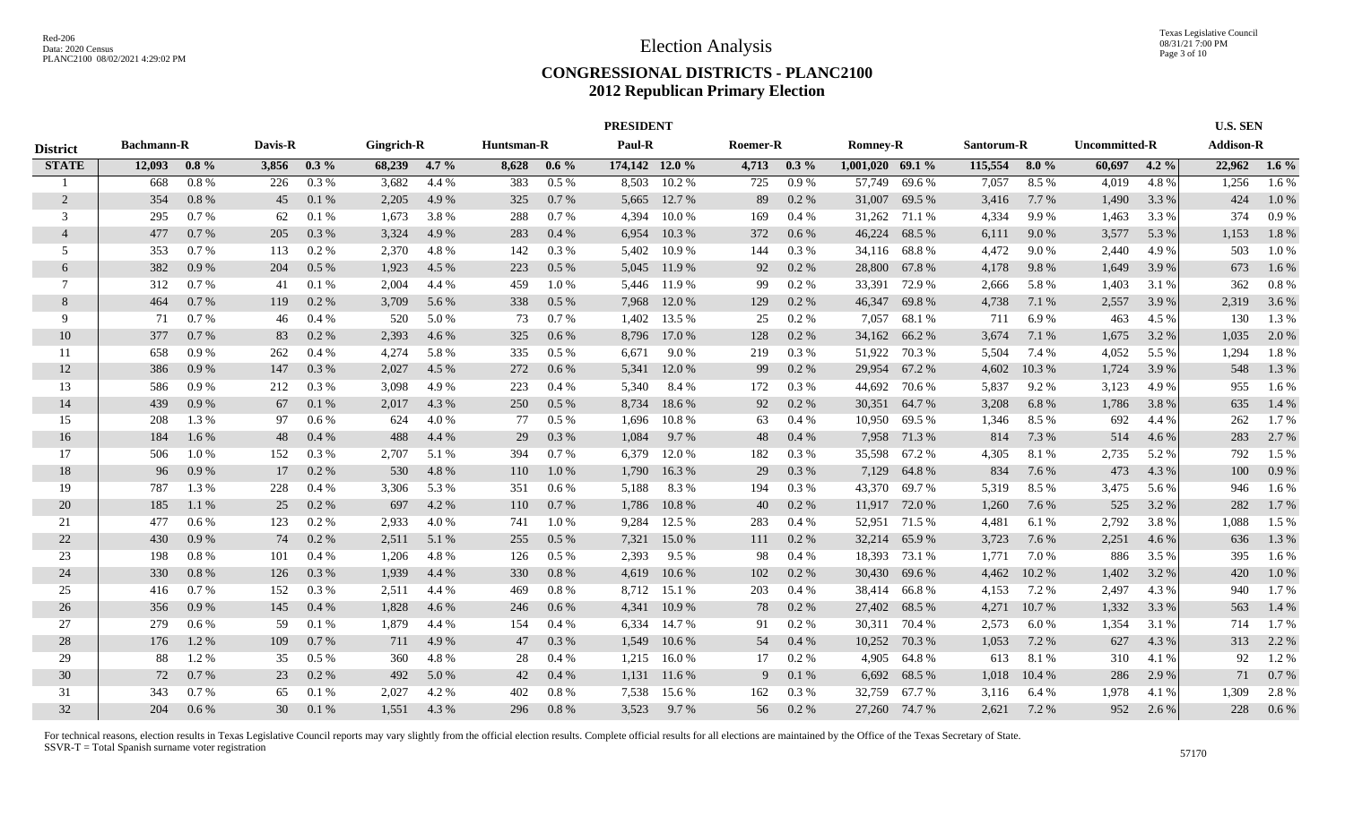# Election Analysis

## CONGRESSIONAL DISTRICTS - PLANC2100
## 2012 Republican Primary Election

| District | PRESIDENT | | | | | | | | | | | | | | | | | | U.S. SEN | |
|---|---|---|---|---|---|---|---|---|---|---|---|---|---|---|---|---|---|---|---|---|
| | Bachmann-R | | Davis-R | | Gingrich-R | | Huntsman-R | | Paul-R | | Roemer-R | | Romney-R | | Santorum-R | | Uncommitted-R | | Addison-R | |
| **STATE** | **12,093** | **0.8 %** | **3,856** | **0.3 %** | **68,239** | **4.7 %** | **8,628** | **0.6 %** | **174,142** | **12.0 %** | **4,713** | **0.3 %** | **1,001,020** | **69.1 %** | **115,554** | **8.0 %** | **60,697** | **4.2 %** | **22,962** | **1.6 %** |
| 1 | 668 | 0.8 % | 226 | 0.3 % | 3,682 | 4.4 % | 383 | 0.5 % | 8,503 | 10.2 % | 725 | 0.9 % | 57,749 | 69.6 % | 7,057 | 8.5 % | 4,019 | 4.8 % | 1,256 | 1.6 % |
| 2 | 354 | 0.8 % | 45 | 0.1 % | 2,205 | 4.9 % | 325 | 0.7 % | 5,665 | 12.7 % | 89 | 0.2 % | 31,007 | 69.5 % | 3,416 | 7.7 % | 1,490 | 3.3 % | 424 | 1.0 % |
| 3 | 295 | 0.7 % | 62 | 0.1 % | 1,673 | 3.8 % | 288 | 0.7 % | 4,394 | 10.0 % | 169 | 0.4 % | 31,262 | 71.1 % | 4,334 | 9.9 % | 1,463 | 3.3 % | 374 | 0.9 % |
| 4 | 477 | 0.7 % | 205 | 0.3 % | 3,324 | 4.9 % | 283 | 0.4 % | 6,954 | 10.3 % | 372 | 0.6 % | 46,224 | 68.5 % | 6,111 | 9.0 % | 3,577 | 5.3 % | 1,153 | 1.8 % |
| 5 | 353 | 0.7 % | 113 | 0.2 % | 2,370 | 4.8 % | 142 | 0.3 % | 5,402 | 10.9 % | 144 | 0.3 % | 34,116 | 68.8 % | 4,472 | 9.0 % | 2,440 | 4.9 % | 503 | 1.0 % |
| 6 | 382 | 0.9 % | 204 | 0.5 % | 1,923 | 4.5 % | 223 | 0.5 % | 5,045 | 11.9 % | 92 | 0.2 % | 28,800 | 67.8 % | 4,178 | 9.8 % | 1,649 | 3.9 % | 673 | 1.6 % |
| 7 | 312 | 0.7 % | 41 | 0.1 % | 2,004 | 4.4 % | 459 | 1.0 % | 5,446 | 11.9 % | 99 | 0.2 % | 33,391 | 72.9 % | 2,666 | 5.8 % | 1,403 | 3.1 % | 362 | 0.8 % |
| 8 | 464 | 0.7 % | 119 | 0.2 % | 3,709 | 5.6 % | 338 | 0.5 % | 7,968 | 12.0 % | 129 | 0.2 % | 46,347 | 69.8 % | 4,738 | 7.1 % | 2,557 | 3.9 % | 2,319 | 3.6 % |
| 9 | 71 | 0.7 % | 46 | 0.4 % | 520 | 5.0 % | 73 | 0.7 % | 1,402 | 13.5 % | 25 | 0.2 % | 7,057 | 68.1 % | 711 | 6.9 % | 463 | 4.5 % | 130 | 1.3 % |
| 10 | 377 | 0.7 % | 83 | 0.2 % | 2,393 | 4.6 % | 325 | 0.6 % | 8,796 | 17.0 % | 128 | 0.2 % | 34,162 | 66.2 % | 3,674 | 7.1 % | 1,675 | 3.2 % | 1,035 | 2.0 % |
| 11 | 658 | 0.9 % | 262 | 0.4 % | 4,274 | 5.8 % | 335 | 0.5 % | 6,671 | 9.0 % | 219 | 0.3 % | 51,922 | 70.3 % | 5,504 | 7.4 % | 4,052 | 5.5 % | 1,294 | 1.8 % |
| 12 | 386 | 0.9 % | 147 | 0.3 % | 2,027 | 4.5 % | 272 | 0.6 % | 5,341 | 12.0 % | 99 | 0.2 % | 29,954 | 67.2 % | 4,602 | 10.3 % | 1,724 | 3.9 % | 548 | 1.3 % |
| 13 | 586 | 0.9 % | 212 | 0.3 % | 3,098 | 4.9 % | 223 | 0.4 % | 5,340 | 8.4 % | 172 | 0.3 % | 44,692 | 70.6 % | 5,837 | 9.2 % | 3,123 | 4.9 % | 955 | 1.6 % |
| 14 | 439 | 0.9 % | 67 | 0.1 % | 2,017 | 4.3 % | 250 | 0.5 % | 8,734 | 18.6 % | 92 | 0.2 % | 30,351 | 64.7 % | 3,208 | 6.8 % | 1,786 | 3.8 % | 635 | 1.4 % |
| 15 | 208 | 1.3 % | 97 | 0.6 % | 624 | 4.0 % | 77 | 0.5 % | 1,696 | 10.8 % | 63 | 0.4 % | 10,950 | 69.5 % | 1,346 | 8.5 % | 692 | 4.4 % | 262 | 1.7 % |
| 16 | 184 | 1.6 % | 48 | 0.4 % | 488 | 4.4 % | 29 | 0.3 % | 1,084 | 9.7 % | 48 | 0.4 % | 7,958 | 71.3 % | 814 | 7.3 % | 514 | 4.6 % | 283 | 2.7 % |
| 17 | 506 | 1.0 % | 152 | 0.3 % | 2,707 | 5.1 % | 394 | 0.7 % | 6,379 | 12.0 % | 182 | 0.3 % | 35,598 | 67.2 % | 4,305 | 8.1 % | 2,735 | 5.2 % | 792 | 1.5 % |
| 18 | 96 | 0.9 % | 17 | 0.2 % | 530 | 4.8 % | 110 | 1.0 % | 1,790 | 16.3 % | 29 | 0.3 % | 7,129 | 64.8 % | 834 | 7.6 % | 473 | 4.3 % | 100 | 0.9 % |
| 19 | 787 | 1.3 % | 228 | 0.4 % | 3,306 | 5.3 % | 351 | 0.6 % | 5,188 | 8.3 % | 194 | 0.3 % | 43,370 | 69.7 % | 5,319 | 8.5 % | 3,475 | 5.6 % | 946 | 1.6 % |
| 20 | 185 | 1.1 % | 25 | 0.2 % | 697 | 4.2 % | 110 | 0.7 % | 1,786 | 10.8 % | 40 | 0.2 % | 11,917 | 72.0 % | 1,260 | 7.6 % | 525 | 3.2 % | 282 | 1.7 % |
| 21 | 477 | 0.6 % | 123 | 0.2 % | 2,933 | 4.0 % | 741 | 1.0 % | 9,284 | 12.5 % | 283 | 0.4 % | 52,951 | 71.5 % | 4,481 | 6.1 % | 2,792 | 3.8 % | 1,088 | 1.5 % |
| 22 | 430 | 0.9 % | 74 | 0.2 % | 2,511 | 5.1 % | 255 | 0.5 % | 7,321 | 15.0 % | 111 | 0.2 % | 32,214 | 65.9 % | 3,723 | 7.6 % | 2,251 | 4.6 % | 636 | 1.3 % |
| 23 | 198 | 0.8 % | 101 | 0.4 % | 1,206 | 4.8 % | 126 | 0.5 % | 2,393 | 9.5 % | 98 | 0.4 % | 18,393 | 73.1 % | 1,771 | 7.0 % | 886 | 3.5 % | 395 | 1.6 % |
| 24 | 330 | 0.8 % | 126 | 0.3 % | 1,939 | 4.4 % | 330 | 0.8 % | 4,619 | 10.6 % | 102 | 0.2 % | 30,430 | 69.6 % | 4,462 | 10.2 % | 1,402 | 3.2 % | 420 | 1.0 % |
| 25 | 416 | 0.7 % | 152 | 0.3 % | 2,511 | 4.4 % | 469 | 0.8 % | 8,712 | 15.1 % | 203 | 0.4 % | 38,414 | 66.8 % | 4,153 | 7.2 % | 2,497 | 4.3 % | 940 | 1.7 % |
| 26 | 356 | 0.9 % | 145 | 0.4 % | 1,828 | 4.6 % | 246 | 0.6 % | 4,341 | 10.9 % | 78 | 0.2 % | 27,402 | 68.5 % | 4,271 | 10.7 % | 1,332 | 3.3 % | 563 | 1.4 % |
| 27 | 279 | 0.6 % | 59 | 0.1 % | 1,879 | 4.4 % | 154 | 0.4 % | 6,334 | 14.7 % | 91 | 0.2 % | 30,311 | 70.4 % | 2,573 | 6.0 % | 1,354 | 3.1 % | 714 | 1.7 % |
| 28 | 176 | 1.2 % | 109 | 0.7 % | 711 | 4.9 % | 47 | 0.3 % | 1,549 | 10.6 % | 54 | 0.4 % | 10,252 | 70.3 % | 1,053 | 7.2 % | 627 | 4.3 % | 313 | 2.2 % |
| 29 | 88 | 1.2 % | 35 | 0.5 % | 360 | 4.8 % | 28 | 0.4 % | 1,215 | 16.0 % | 17 | 0.2 % | 4,905 | 64.8 % | 613 | 8.1 % | 310 | 4.1 % | 92 | 1.2 % |
| 30 | 72 | 0.7 % | 23 | 0.2 % | 492 | 5.0 % | 42 | 0.4 % | 1,131 | 11.6 % | 9 | 0.1 % | 6,692 | 68.5 % | 1,018 | 10.4 % | 286 | 2.9 % | 71 | 0.7 % |
| 31 | 343 | 0.7 % | 65 | 0.1 % | 2,027 | 4.2 % | 402 | 0.8 % | 7,538 | 15.6 % | 162 | 0.3 % | 32,759 | 67.7 % | 3,116 | 6.4 % | 1,978 | 4.1 % | 1,309 | 2.8 % |
| 32 | 204 | 0.6 % | 30 | 0.1 % | 1,551 | 4.3 % | 296 | 0.8 % | 3,523 | 9.7 % | 56 | 0.2 % | 27,260 | 74.7 % | 2,621 | 7.2 % | 952 | 2.6 % | 228 | 0.6 % |

For technical reasons, election results in Texas Legislative Council reports may vary slightly from the official election results. Complete official results for all elections are maintained by the Office of the Texas Secretary of State.
SSVR-T = Total Spanish surname voter registration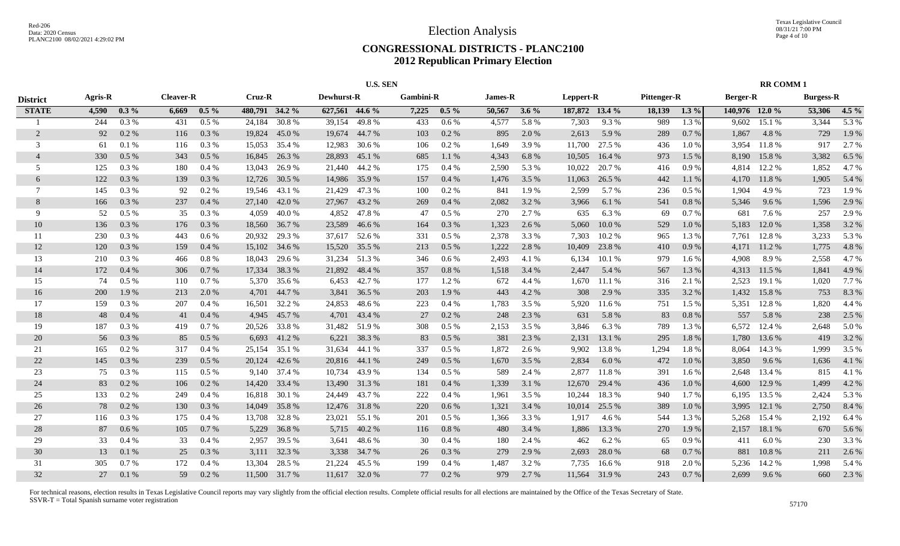# Election Analysis

## CONGRESSIONAL DISTRICTS - PLANC2100
## 2012 Republican Primary Election

| District | U.S. SEN | | | | | | | | | | | | | | | | RR COMM 1 | | | |
|---|---|---|---|---|---|---|---|---|---|---|---|---|---|---|---|---|---|---|---|---|
| | Agris-R | | Cleaver-R | | Cruz-R | | Dewhurst-R | | Gambini-R | | James-R | | Leppert-R | | Pittenger-R | | Berger-R | | Burgess-R | |
| **STATE** | **4,590** | **0.3 %** | **6,669** | **0.5 %** | **480,791** | **34.2 %** | **627,561** | **44.6 %** | **7,225** | **0.5 %** | **50,567** | **3.6 %** | **187,872** | **13.4 %** | **18,139** | **1.3 %** | **140,976** | **12.0 %** | **53,306** | **4.5 %** |
| 1 | 244 | 0.3 % | 431 | 0.5 % | 24,184 | 30.8 % | 39,154 | 49.8 % | 433 | 0.6 % | 4,577 | 5.8 % | 7,303 | 9.3 % | 989 | 1.3 % | 9,602 | 15.1 % | 3,344 | 5.3 % |
| 2 | 92 | 0.2 % | 116 | 0.3 % | 19,824 | 45.0 % | 19,674 | 44.7 % | 103 | 0.2 % | 895 | 2.0 % | 2,613 | 5.9 % | 289 | 0.7 % | 1,867 | 4.8 % | 729 | 1.9 % |
| 3 | 61 | 0.1 % | 116 | 0.3 % | 15,053 | 35.4 % | 12,983 | 30.6 % | 106 | 0.2 % | 1,649 | 3.9 % | 11,700 | 27.5 % | 436 | 1.0 % | 3,954 | 11.8 % | 917 | 2.7 % |
| 4 | 330 | 0.5 % | 343 | 0.5 % | 16,845 | 26.3 % | 28,893 | 45.1 % | 685 | 1.1 % | 4,343 | 6.8 % | 10,505 | 16.4 % | 973 | 1.5 % | 8,190 | 15.8 % | 3,382 | 6.5 % |
| 5 | 125 | 0.3 % | 180 | 0.4 % | 13,043 | 26.9 % | 21,440 | 44.2 % | 175 | 0.4 % | 2,590 | 5.3 % | 10,022 | 20.7 % | 416 | 0.9 % | 4,814 | 12.2 % | 1,852 | 4.7 % |
| 6 | 122 | 0.3 % | 139 | 0.3 % | 12,726 | 30.5 % | 14,986 | 35.9 % | 157 | 0.4 % | 1,476 | 3.5 % | 11,063 | 26.5 % | 442 | 1.1 % | 4,170 | 11.8 % | 1,905 | 5.4 % |
| 7 | 145 | 0.3 % | 92 | 0.2 % | 19,546 | 43.1 % | 21,429 | 47.3 % | 100 | 0.2 % | 841 | 1.9 % | 2,599 | 5.7 % | 236 | 0.5 % | 1,904 | 4.9 % | 723 | 1.9 % |
| 8 | 166 | 0.3 % | 237 | 0.4 % | 27,140 | 42.0 % | 27,967 | 43.2 % | 269 | 0.4 % | 2,082 | 3.2 % | 3,966 | 6.1 % | 541 | 0.8 % | 5,346 | 9.6 % | 1,596 | 2.9 % |
| 9 | 52 | 0.5 % | 35 | 0.3 % | 4,059 | 40.0 % | 4,852 | 47.8 % | 47 | 0.5 % | 270 | 2.7 % | 635 | 6.3 % | 69 | 0.7 % | 681 | 7.6 % | 257 | 2.9 % |
| 10 | 136 | 0.3 % | 176 | 0.3 % | 18,560 | 36.7 % | 23,589 | 46.6 % | 164 | 0.3 % | 1,323 | 2.6 % | 5,060 | 10.0 % | 529 | 1.0 % | 5,183 | 12.0 % | 1,358 | 3.2 % |
| 11 | 230 | 0.3 % | 443 | 0.6 % | 20,932 | 29.3 % | 37,617 | 52.6 % | 331 | 0.5 % | 2,378 | 3.3 % | 7,303 | 10.2 % | 965 | 1.3 % | 7,761 | 12.8 % | 3,233 | 5.3 % |
| 12 | 120 | 0.3 % | 159 | 0.4 % | 15,102 | 34.6 % | 15,520 | 35.5 % | 213 | 0.5 % | 1,222 | 2.8 % | 10,409 | 23.8 % | 410 | 0.9 % | 4,171 | 11.2 % | 1,775 | 4.8 % |
| 13 | 210 | 0.3 % | 466 | 0.8 % | 18,043 | 29.6 % | 31,234 | 51.3 % | 346 | 0.6 % | 2,493 | 4.1 % | 6,134 | 10.1 % | 979 | 1.6 % | 4,908 | 8.9 % | 2,558 | 4.7 % |
| 14 | 172 | 0.4 % | 306 | 0.7 % | 17,334 | 38.3 % | 21,892 | 48.4 % | 357 | 0.8 % | 1,518 | 3.4 % | 2,447 | 5.4 % | 567 | 1.3 % | 4,313 | 11.5 % | 1,841 | 4.9 % |
| 15 | 74 | 0.5 % | 110 | 0.7 % | 5,370 | 35.6 % | 6,453 | 42.7 % | 177 | 1.2 % | 672 | 4.4 % | 1,670 | 11.1 % | 316 | 2.1 % | 2,523 | 19.1 % | 1,020 | 7.7 % |
| 16 | 200 | 1.9 % | 213 | 2.0 % | 4,701 | 44.7 % | 3,841 | 36.5 % | 203 | 1.9 % | 443 | 4.2 % | 308 | 2.9 % | 335 | 3.2 % | 1,432 | 15.8 % | 753 | 8.3 % |
| 17 | 159 | 0.3 % | 207 | 0.4 % | 16,501 | 32.2 % | 24,853 | 48.6 % | 223 | 0.4 % | 1,783 | 3.5 % | 5,920 | 11.6 % | 751 | 1.5 % | 5,351 | 12.8 % | 1,820 | 4.4 % |
| 18 | 48 | 0.4 % | 41 | 0.4 % | 4,945 | 45.7 % | 4,701 | 43.4 % | 27 | 0.2 % | 248 | 2.3 % | 631 | 5.8 % | 83 | 0.8 % | 557 | 5.8 % | 238 | 2.5 % |
| 19 | 187 | 0.3 % | 419 | 0.7 % | 20,526 | 33.8 % | 31,482 | 51.9 % | 308 | 0.5 % | 2,153 | 3.5 % | 3,846 | 6.3 % | 789 | 1.3 % | 6,572 | 12.4 % | 2,648 | 5.0 % |
| 20 | 56 | 0.3 % | 85 | 0.5 % | 6,693 | 41.2 % | 6,221 | 38.3 % | 83 | 0.5 % | 381 | 2.3 % | 2,131 | 13.1 % | 295 | 1.8 % | 1,780 | 13.6 % | 419 | 3.2 % |
| 21 | 165 | 0.2 % | 317 | 0.4 % | 25,154 | 35.1 % | 31,634 | 44.1 % | 337 | 0.5 % | 1,872 | 2.6 % | 9,902 | 13.8 % | 1,294 | 1.8 % | 8,064 | 14.3 % | 1,999 | 3.5 % |
| 22 | 145 | 0.3 % | 239 | 0.5 % | 20,124 | 42.6 % | 20,816 | 44.1 % | 249 | 0.5 % | 1,670 | 3.5 % | 2,834 | 6.0 % | 472 | 1.0 % | 3,850 | 9.6 % | 1,636 | 4.1 % |
| 23 | 75 | 0.3 % | 115 | 0.5 % | 9,140 | 37.4 % | 10,734 | 43.9 % | 134 | 0.5 % | 589 | 2.4 % | 2,877 | 11.8 % | 391 | 1.6 % | 2,648 | 13.4 % | 815 | 4.1 % |
| 24 | 83 | 0.2 % | 106 | 0.2 % | 14,420 | 33.4 % | 13,490 | 31.3 % | 181 | 0.4 % | 1,339 | 3.1 % | 12,670 | 29.4 % | 436 | 1.0 % | 4,600 | 12.9 % | 1,499 | 4.2 % |
| 25 | 133 | 0.2 % | 249 | 0.4 % | 16,818 | 30.1 % | 24,449 | 43.7 % | 222 | 0.4 % | 1,961 | 3.5 % | 10,244 | 18.3 % | 940 | 1.7 % | 6,195 | 13.5 % | 2,424 | 5.3 % |
| 26 | 78 | 0.2 % | 130 | 0.3 % | 14,049 | 35.8 % | 12,476 | 31.8 % | 220 | 0.6 % | 1,321 | 3.4 % | 10,014 | 25.5 % | 389 | 1.0 % | 3,995 | 12.1 % | 2,750 | 8.4 % |
| 27 | 116 | 0.3 % | 175 | 0.4 % | 13,708 | 32.8 % | 23,021 | 55.1 % | 201 | 0.5 % | 1,366 | 3.3 % | 1,917 | 4.6 % | 544 | 1.3 % | 5,268 | 15.4 % | 2,192 | 6.4 % |
| 28 | 87 | 0.6 % | 105 | 0.7 % | 5,229 | 36.8 % | 5,715 | 40.2 % | 116 | 0.8 % | 480 | 3.4 % | 1,886 | 13.3 % | 270 | 1.9 % | 2,157 | 18.1 % | 670 | 5.6 % |
| 29 | 33 | 0.4 % | 33 | 0.4 % | 2,957 | 39.5 % | 3,641 | 48.6 % | 30 | 0.4 % | 180 | 2.4 % | 462 | 6.2 % | 65 | 0.9 % | 411 | 6.0 % | 230 | 3.3 % |
| 30 | 13 | 0.1 % | 25 | 0.3 % | 3,111 | 32.3 % | 3,338 | 34.7 % | 26 | 0.3 % | 279 | 2.9 % | 2,693 | 28.0 % | 68 | 0.7 % | 881 | 10.8 % | 211 | 2.6 % |
| 31 | 305 | 0.7 % | 172 | 0.4 % | 13,304 | 28.5 % | 21,224 | 45.5 % | 199 | 0.4 % | 1,487 | 3.2 % | 7,735 | 16.6 % | 918 | 2.0 % | 5,236 | 14.2 % | 1,998 | 5.4 % |
| 32 | 27 | 0.1 % | 59 | 0.2 % | 11,500 | 31.7 % | 11,617 | 32.0 % | 77 | 0.2 % | 979 | 2.7 % | 11,564 | 31.9 % | 243 | 0.7 % | 2,699 | 9.6 % | 660 | 2.3 % |

For technical reasons, election results in Texas Legislative Council reports may vary slightly from the official election results. Complete official results for all elections are maintained by the Office of the Texas Secretary of State.
SSVR-T = Total Spanish surname voter registration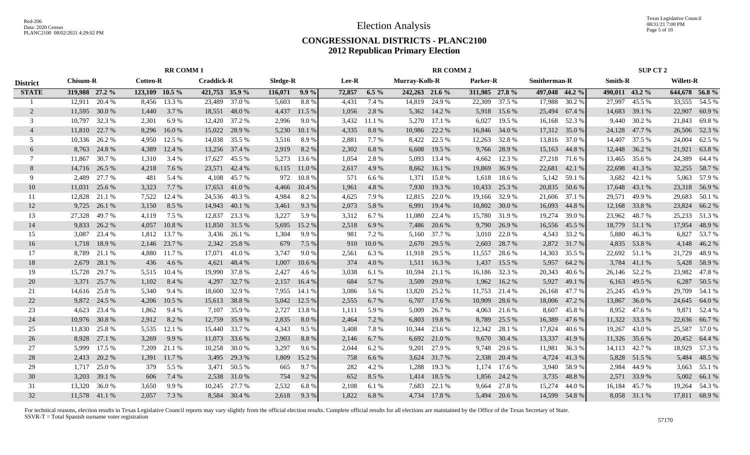# Election Analysis

## CONGRESSIONAL DISTRICTS - PLANC2100
## 2012 Republican Primary Election

| District | RR COMM 1 | | | | | | | | RR COMM 2 | | | | | | | | | | SUP CT 2 | | | |
|---|---|---|---|---|---|---|---|---|---|---|---|---|---|---|---|---|---|---|---|---|---|---|
| | Chisum-R | | Cotten-R | | Craddick-R | | Sledge-R | | Lee-R | | Murray-Kolb-R | | Parker-R | | Smitherman-R | | | | Smith-R | | Willett-R | |
| STATE | 319,988 | 27.2 % | 123,109 | 10.5 % | 421,753 | 35.9 % | 116,071 | 9.9 % | 72,857 | 6.5 % | 242,263 | 21.6 % | 311,985 | 27.8 % | 497,048 | 44.2 % | | | 490,011 | 43.2 % | 644,678 | 56.8 % |
| 1 | 12,911 | 20.4 % | 8,456 | 13.3 % | 23,489 | 37.0 % | 5,603 | 8.8 % | 4,431 | 7.4 % | 14,819 | 24.9 % | 22,309 | 37.5 % | 17,988 | 30.2 % | | | 27,997 | 45.5 % | 33,555 | 54.5 % |
| 2 | 11,595 | 30.0 % | 1,440 | 3.7 % | 18,551 | 48.0 % | 4,437 | 11.5 % | 1,056 | 2.8 % | 5,362 | 14.2 % | 5,918 | 15.6 % | 25,494 | 67.4 % | | | 14,683 | 39.1 % | 22,907 | 60.9 % |
| 3 | 10,797 | 32.3 % | 2,301 | 6.9 % | 12,420 | 37.2 % | 2,996 | 9.0 % | 3,432 | 11.1 % | 5,270 | 17.1 % | 6,027 | 19.5 % | 16,168 | 52.3 % | | | 9,440 | 30.2 % | 21,843 | 69.8 % |
| 4 | 11,810 | 22.7 % | 8,296 | 16.0 % | 15,022 | 28.9 % | 5,230 | 10.1 % | 4,335 | 8.8 % | 10,986 | 22.2 % | 16,846 | 34.0 % | 17,312 | 35.0 % | | | 24,128 | 47.7 % | 26,506 | 52.3 % |
| 5 | 10,336 | 26.2 % | 4,950 | 12.5 % | 14,038 | 35.5 % | 3,516 | 8.9 % | 2,881 | 7.7 % | 8,422 | 22.5 % | 12,263 | 32.8 % | 13,816 | 37.0 % | | | 14,407 | 37.5 % | 24,004 | 62.5 % |
| 6 | 8,763 | 24.8 % | 4,389 | 12.4 % | 13,256 | 37.4 % | 2,919 | 8.2 % | 2,302 | 6.8 % | 6,608 | 19.5 % | 9,766 | 28.9 % | 15,163 | 44.8 % | | | 12,448 | 36.2 % | 21,921 | 63.8 % |
| 7 | 11,867 | 30.7 % | 1,310 | 3.4 % | 17,627 | 45.5 % | 5,273 | 13.6 % | 1,054 | 2.8 % | 5,093 | 13.4 % | 4,662 | 12.3 % | 27,218 | 71.6 % | | | 13,465 | 35.6 % | 24,389 | 64.4 % |
| 8 | 14,716 | 26.5 % | 4,218 | 7.6 % | 23,571 | 42.4 % | 6,115 | 11.0 % | 2,617 | 4.9 % | 8,662 | 16.1 % | 19,869 | 36.9 % | 22,681 | 42.1 % | | | 22,698 | 41.3 % | 32,255 | 58.7 % |
| 9 | 2,489 | 27.7 % | 481 | 5.4 % | 4,108 | 45.7 % | 972 | 10.8 % | 571 | 6.6 % | 1,371 | 15.8 % | 1,618 | 18.6 % | 5,142 | 59.1 % | | | 3,682 | 42.1 % | 5,063 | 57.9 % |
| 10 | 11,031 | 25.6 % | 3,323 | 7.7 % | 17,653 | 41.0 % | 4,466 | 10.4 % | 1,961 | 4.8 % | 7,930 | 19.3 % | 10,433 | 25.3 % | 20,835 | 50.6 % | | | 17,648 | 43.1 % | 23,318 | 56.9 % |
| 11 | 12,828 | 21.1 % | 7,522 | 12.4 % | 24,536 | 40.3 % | 4,984 | 8.2 % | 4,625 | 7.9 % | 12,815 | 22.0 % | 19,166 | 32.9 % | 21,606 | 37.1 % | | | 29,571 | 49.9 % | 29,683 | 50.1 % |
| 12 | 9,725 | 26.1 % | 3,150 | 8.5 % | 14,943 | 40.1 % | 3,461 | 9.3 % | 2,073 | 5.8 % | 6,991 | 19.4 % | 10,802 | 30.0 % | 16,093 | 44.8 % | | | 12,168 | 33.8 % | 23,824 | 66.2 % |
| 13 | 27,328 | 49.7 % | 4,119 | 7.5 % | 12,837 | 23.3 % | 3,227 | 5.9 % | 3,312 | 6.7 % | 11,080 | 22.4 % | 15,780 | 31.9 % | 19,274 | 39.0 % | | | 23,962 | 48.7 % | 25,233 | 51.3 % |
| 14 | 9,833 | 26.2 % | 4,057 | 10.8 % | 11,850 | 31.5 % | 5,695 | 15.2 % | 2,518 | 6.9 % | 7,486 | 20.6 % | 9,790 | 26.9 % | 16,556 | 45.5 % | | | 18,779 | 51.1 % | 17,954 | 48.9 % |
| 15 | 3,087 | 23.4 % | 1,812 | 13.7 % | 3,436 | 26.1 % | 1,304 | 9.9 % | 981 | 7.2 % | 5,160 | 37.7 % | 3,010 | 22.0 % | 4,543 | 33.2 % | | | 5,880 | 46.3 % | 6,827 | 53.7 % |
| 16 | 1,718 | 18.9 % | 2,146 | 23.7 % | 2,342 | 25.8 % | 679 | 7.5 % | 910 | 10.0 % | 2,670 | 29.5 % | 2,603 | 28.7 % | 2,872 | 31.7 % | | | 4,835 | 53.8 % | 4,148 | 46.2 % |
| 17 | 8,789 | 21.1 % | 4,880 | 11.7 % | 17,071 | 41.0 % | 3,747 | 9.0 % | 2,561 | 6.3 % | 11,918 | 29.5 % | 11,557 | 28.6 % | 14,303 | 35.5 % | | | 22,692 | 51.1 % | 21,729 | 48.9 % |
| 18 | 2,679 | 28.1 % | 436 | 4.6 % | 4,621 | 48.4 % | 1,007 | 10.6 % | 374 | 4.0 % | 1,511 | 16.3 % | 1,437 | 15.5 % | 5,957 | 64.2 % | | | 3,784 | 41.1 % | 5,428 | 58.9 % |
| 19 | 15,728 | 29.7 % | 5,515 | 10.4 % | 19,990 | 37.8 % | 2,427 | 4.6 % | 3,038 | 6.1 % | 10,594 | 21.1 % | 16,186 | 32.3 % | 20,343 | 40.6 % | | | 26,146 | 52.2 % | 23,982 | 47.8 % |
| 20 | 3,371 | 25.7 % | 1,102 | 8.4 % | 4,297 | 32.7 % | 2,157 | 16.4 % | 684 | 5.7 % | 3,509 | 29.0 % | 1,962 | 16.2 % | 5,927 | 49.1 % | | | 6,163 | 49.5 % | 6,287 | 50.5 % |
| 21 | 14,616 | 25.8 % | 5,340 | 9.4 % | 18,600 | 32.9 % | 7,955 | 14.1 % | 3,086 | 5.6 % | 13,820 | 25.2 % | 11,753 | 21.4 % | 26,168 | 47.7 % | | | 25,245 | 45.9 % | 29,709 | 54.1 % |
| 22 | 9,872 | 24.5 % | 4,206 | 10.5 % | 15,613 | 38.8 % | 5,042 | 12.5 % | 2,555 | 6.7 % | 6,707 | 17.6 % | 10,909 | 28.6 % | 18,006 | 47.2 % | | | 13,867 | 36.0 % | 24,645 | 64.0 % |
| 23 | 4,623 | 23.4 % | 1,862 | 9.4 % | 7,107 | 35.9 % | 2,727 | 13.8 % | 1,111 | 5.9 % | 5,009 | 26.7 % | 4,063 | 21.6 % | 8,607 | 45.8 % | | | 8,952 | 47.6 % | 9,871 | 52.4 % |
| 24 | 10,976 | 30.8 % | 2,912 | 8.2 % | 12,759 | 35.9 % | 2,835 | 8.0 % | 2,464 | 7.2 % | 6,803 | 19.8 % | 8,789 | 25.5 % | 16,389 | 47.6 % | | | 11,322 | 33.3 % | 22,636 | 66.7 % |
| 25 | 11,830 | 25.8 % | 5,535 | 12.1 % | 15,440 | 33.7 % | 4,343 | 9.5 % | 3,408 | 7.8 % | 10,344 | 23.6 % | 12,342 | 28.1 % | 17,824 | 40.6 % | | | 19,267 | 43.0 % | 25,587 | 57.0 % |
| 26 | 8,928 | 27.1 % | 3,269 | 9.9 % | 11,073 | 33.6 % | 2,903 | 8.8 % | 2,146 | 6.7 % | 6,692 | 21.0 % | 9,670 | 30.4 % | 13,337 | 41.9 % | | | 11,326 | 35.6 % | 20,452 | 64.4 % |
| 27 | 5,999 | 17.5 % | 7,209 | 21.1 % | 10,258 | 30.0 % | 3,297 | 9.6 % | 2,044 | 6.2 % | 9,201 | 27.9 % | 9,748 | 29.6 % | 11,981 | 36.3 % | | | 14,113 | 42.7 % | 18,929 | 57.3 % |
| 28 | 2,413 | 20.2 % | 1,391 | 11.7 % | 3,495 | 29.3 % | 1,809 | 15.2 % | 758 | 6.6 % | 3,624 | 31.7 % | 2,338 | 20.4 % | 4,724 | 41.3 % | | | 5,828 | 51.5 % | 5,484 | 48.5 % |
| 29 | 1,717 | 25.0 % | 379 | 5.5 % | 3,471 | 50.5 % | 665 | 9.7 % | 282 | 4.2 % | 1,288 | 19.3 % | 1,174 | 17.6 % | 3,940 | 58.9 % | | | 2,984 | 44.9 % | 3,663 | 55.1 % |
| 30 | 3,203 | 39.1 % | 606 | 7.4 % | 2,538 | 31.0 % | 754 | 9.2 % | 652 | 8.5 % | 1,414 | 18.5 % | 1,856 | 24.2 % | 3,735 | 48.8 % | | | 2,571 | 33.9 % | 5,002 | 66.1 % |
| 31 | 13,320 | 36.0 % | 3,650 | 9.9 % | 10,245 | 27.7 % | 2,532 | 6.8 % | 2,108 | 6.1 % | 7,683 | 22.1 % | 9,664 | 27.8 % | 15,274 | 44.0 % | | | 16,184 | 45.7 % | 19,264 | 54.3 % |
| 32 | 11,578 | 41.1 % | 2,057 | 7.3 % | 8,584 | 30.4 % | 2,618 | 9.3 % | 1,822 | 6.8 % | 4,734 | 17.8 % | 5,494 | 20.6 % | 14,599 | 54.8 % | | | 8,058 | 31.1 % | 17,811 | 68.9 % |

For technical reasons, election results in Texas Legislative Council reports may vary slightly from the official election results. Complete official results for all elections are maintained by the Office of the Texas Secretary of State.
SSVR-T = Total Spanish surname voter registration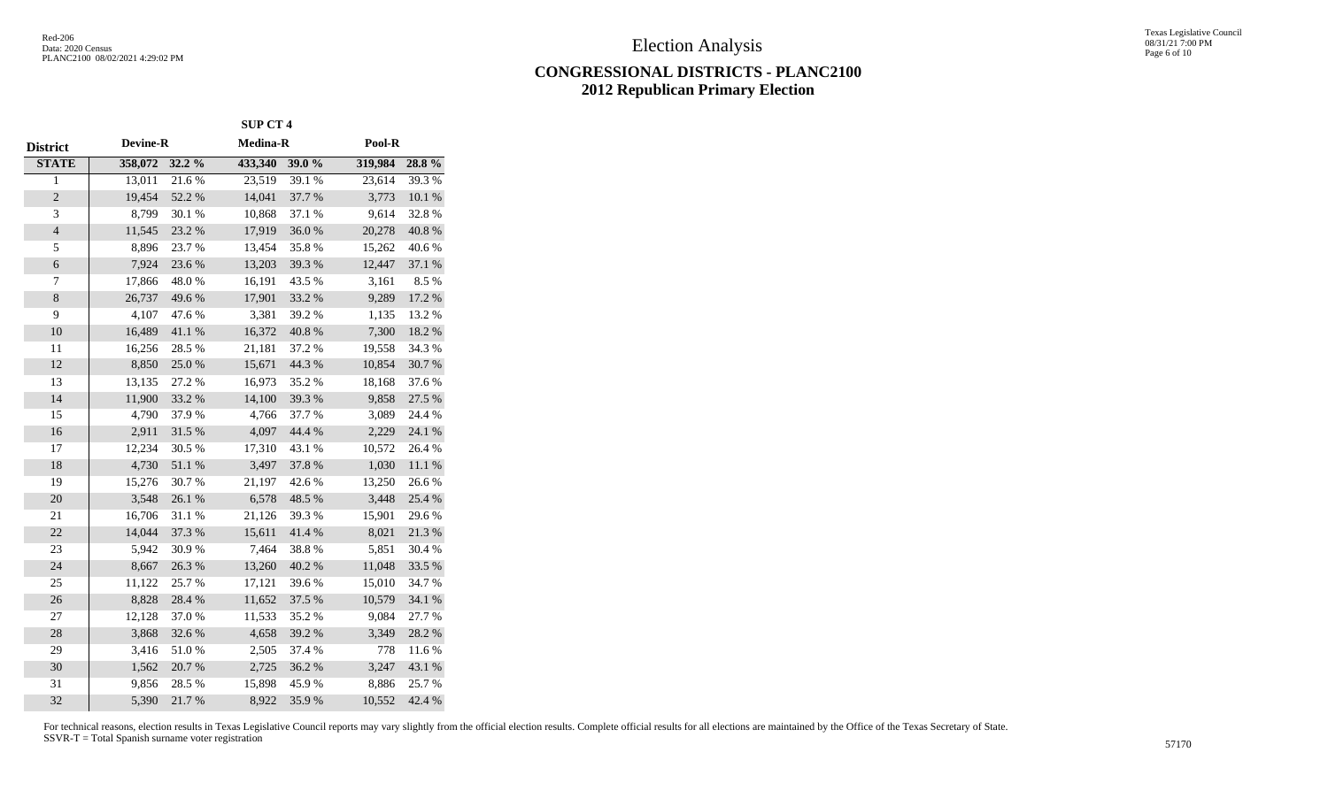# Election Analysis

## CONGRESSIONAL DISTRICTS - PLANC2100
## 2012 Republican Primary Election

| | SUP CT 4 | | | | | |
|---|---|---|---|---|---|---|
| **District** | **Devine-R** | | **Medina-R** | | **Pool-R** | |
| **STATE** | **358,072** | **32.2 %** | **433,340** | **39.0 %** | **319,984** | **28.8 %** |
| 1 | 13,011 | 21.6 % | 23,519 | 39.1 % | 23,614 | 39.3 % |
| 2 | 19,454 | 52.2 % | 14,041 | 37.7 % | 3,773 | 10.1 % |
| 3 | 8,799 | 30.1 % | 10,868 | 37.1 % | 9,614 | 32.8 % |
| 4 | 11,545 | 23.2 % | 17,919 | 36.0 % | 20,278 | 40.8 % |
| 5 | 8,896 | 23.7 % | 13,454 | 35.8 % | 15,262 | 40.6 % |
| 6 | 7,924 | 23.6 % | 13,203 | 39.3 % | 12,447 | 37.1 % |
| 7 | 17,866 | 48.0 % | 16,191 | 43.5 % | 3,161 | 8.5 % |
| 8 | 26,737 | 49.6 % | 17,901 | 33.2 % | 9,289 | 17.2 % |
| 9 | 4,107 | 47.6 % | 3,381 | 39.2 % | 1,135 | 13.2 % |
| 10 | 16,489 | 41.1 % | 16,372 | 40.8 % | 7,300 | 18.2 % |
| 11 | 16,256 | 28.5 % | 21,181 | 37.2 % | 19,558 | 34.3 % |
| 12 | 8,850 | 25.0 % | 15,671 | 44.3 % | 10,854 | 30.7 % |
| 13 | 13,135 | 27.2 % | 16,973 | 35.2 % | 18,168 | 37.6 % |
| 14 | 11,900 | 33.2 % | 14,100 | 39.3 % | 9,858 | 27.5 % |
| 15 | 4,790 | 37.9 % | 4,766 | 37.7 % | 3,089 | 24.4 % |
| 16 | 2,911 | 31.5 % | 4,097 | 44.4 % | 2,229 | 24.1 % |
| 17 | 12,234 | 30.5 % | 17,310 | 43.1 % | 10,572 | 26.4 % |
| 18 | 4,730 | 51.1 % | 3,497 | 37.8 % | 1,030 | 11.1 % |
| 19 | 15,276 | 30.7 % | 21,197 | 42.6 % | 13,250 | 26.6 % |
| 20 | 3,548 | 26.1 % | 6,578 | 48.5 % | 3,448 | 25.4 % |
| 21 | 16,706 | 31.1 % | 21,126 | 39.3 % | 15,901 | 29.6 % |
| 22 | 14,044 | 37.3 % | 15,611 | 41.4 % | 8,021 | 21.3 % |
| 23 | 5,942 | 30.9 % | 7,464 | 38.8 % | 5,851 | 30.4 % |
| 24 | 8,667 | 26.3 % | 13,260 | 40.2 % | 11,048 | 33.5 % |
| 25 | 11,122 | 25.7 % | 17,121 | 39.6 % | 15,010 | 34.7 % |
| 26 | 8,828 | 28.4 % | 11,652 | 37.5 % | 10,579 | 34.1 % |
| 27 | 12,128 | 37.0 % | 11,533 | 35.2 % | 9,084 | 27.7 % |
| 28 | 3,868 | 32.6 % | 4,658 | 39.2 % | 3,349 | 28.2 % |
| 29 | 3,416 | 51.0 % | 2,505 | 37.4 % | 778 | 11.6 % |
| 30 | 1,562 | 20.7 % | 2,725 | 36.2 % | 3,247 | 43.1 % |
| 31 | 9,856 | 28.5 % | 15,898 | 45.9 % | 8,886 | 25.7 % |
| 32 | 5,390 | 21.7 % | 8,922 | 35.9 % | 10,552 | 42.4 % |

For technical reasons, election results in Texas Legislative Council reports may vary slightly from the official election results. Complete official results for all elections are maintained by the Office of the Texas Secretary of State.
SSVR-T = Total Spanish surname voter registration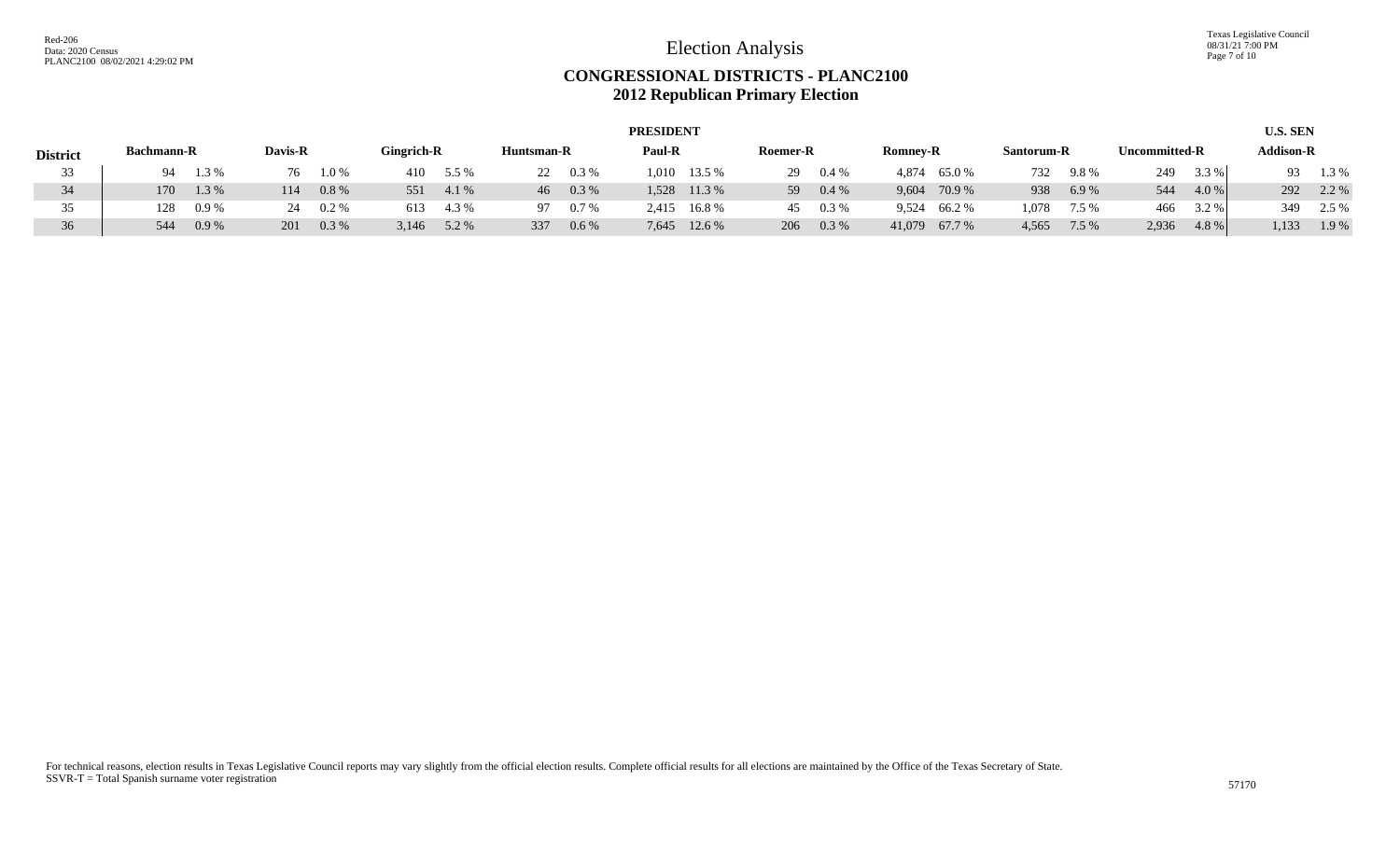# Election Analysis

## CONGRESSIONAL DISTRICTS - PLANC2100
## 2012 Republican Primary Election

| | PRESIDENT | | | | | | | | | | | | | | | | | | U.S. SEN | |
|---|---|---|---|---|---|---|---|---|---|---|---|---|---|---|---|---|---|---|---|---|
| District | Bachmann-R | | Davis-R | | Gingrich-R | | Huntsman-R | | Paul-R | | Roemer-R | | Romney-R | | Santorum-R | | Uncommitted-R | | Addison-R | |
| 33 | 94 | 1.3 % | 76 | 1.0 % | 410 | 5.5 % | 22 | 0.3 % | 1,010 | 13.5 % | 29 | 0.4 % | 4,874 | 65.0 % | 732 | 9.8 % | 249 | 3.3 % | 93 | 1.3 % |
| 34 | 170 | 1.3 % | 114 | 0.8 % | 551 | 4.1 % | 46 | 0.3 % | 1,528 | 11.3 % | 59 | 0.4 % | 9,604 | 70.9 % | 938 | 6.9 % | 544 | 4.0 % | 292 | 2.2 % |
| 35 | 128 | 0.9 % | 24 | 0.2 % | 613 | 4.3 % | 97 | 0.7 % | 2,415 | 16.8 % | 45 | 0.3 % | 9,524 | 66.2 % | 1,078 | 7.5 % | 466 | 3.2 % | 349 | 2.5 % |
| 36 | 544 | 0.9 % | 201 | 0.3 % | 3,146 | 5.2 % | 337 | 0.6 % | 7,645 | 12.6 % | 206 | 0.3 % | 41,079 | 67.7 % | 4,565 | 7.5 % | 2,936 | 4.8 % | 1,133 | 1.9 % |

For technical reasons, election results in Texas Legislative Council reports may vary slightly from the official election results. Complete official results for all elections are maintained by the Office of the Texas Secretary of State.
SSVR-T = Total Spanish surname voter registration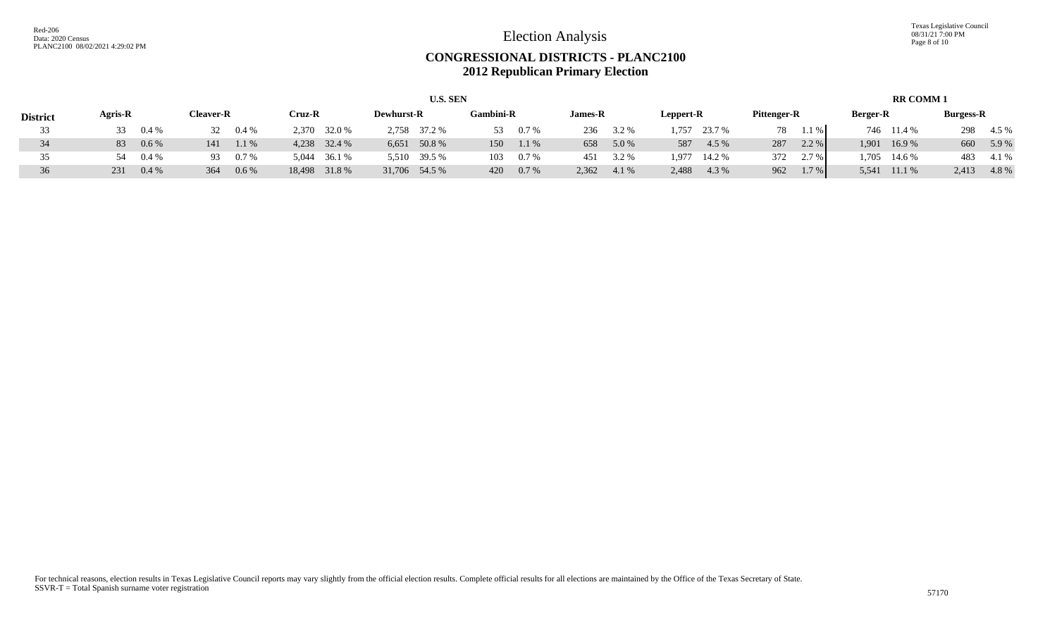# Election Analysis

## CONGRESSIONAL DISTRICTS - PLANC2100
## 2012 Republican Primary Election

| District | U.S. SEN | | | | | | | | | | | | | | | | RR COMM 1 | | | |
|---|---|---|---|---|---|---|---|---|---|---|---|---|---|---|---|---|---|---|---|---|
| | Agris-R | | Cleaver-R | | Cruz-R | | Dewhurst-R | | Gambini-R | | James-R | | Leppert-R | | Pittenger-R | | Berger-R | | Burgess-R | |
| 33 | 33 | 0.4 % | 32 | 0.4 % | 2,370 | 32.0 % | 2,758 | 37.2 % | 53 | 0.7 % | 236 | 3.2 % | 1,757 | 23.7 % | 78 | 1.1 % | 746 | 11.4 % | 298 | 4.5 % |
| 34 | 83 | 0.6 % | 141 | 1.1 % | 4,238 | 32.4 % | 6,651 | 50.8 % | 150 | 1.1 % | 658 | 5.0 % | 587 | 4.5 % | 287 | 2.2 % | 1,901 | 16.9 % | 660 | 5.9 % |
| 35 | 54 | 0.4 % | 93 | 0.7 % | 5,044 | 36.1 % | 5,510 | 39.5 % | 103 | 0.7 % | 451 | 3.2 % | 1,977 | 14.2 % | 372 | 2.7 % | 1,705 | 14.6 % | 483 | 4.1 % |
| 36 | 231 | 0.4 % | 364 | 0.6 % | 18,498 | 31.8 % | 31,706 | 54.5 % | 420 | 0.7 % | 2,362 | 4.1 % | 2,488 | 4.3 % | 962 | 1.7 % | 5,541 | 11.1 % | 2,413 | 4.8 % |

For technical reasons, election results in Texas Legislative Council reports may vary slightly from the official election results. Complete official results for all elections are maintained by the Office of the Texas Secretary of State.
SSVR-T = Total Spanish surname voter registration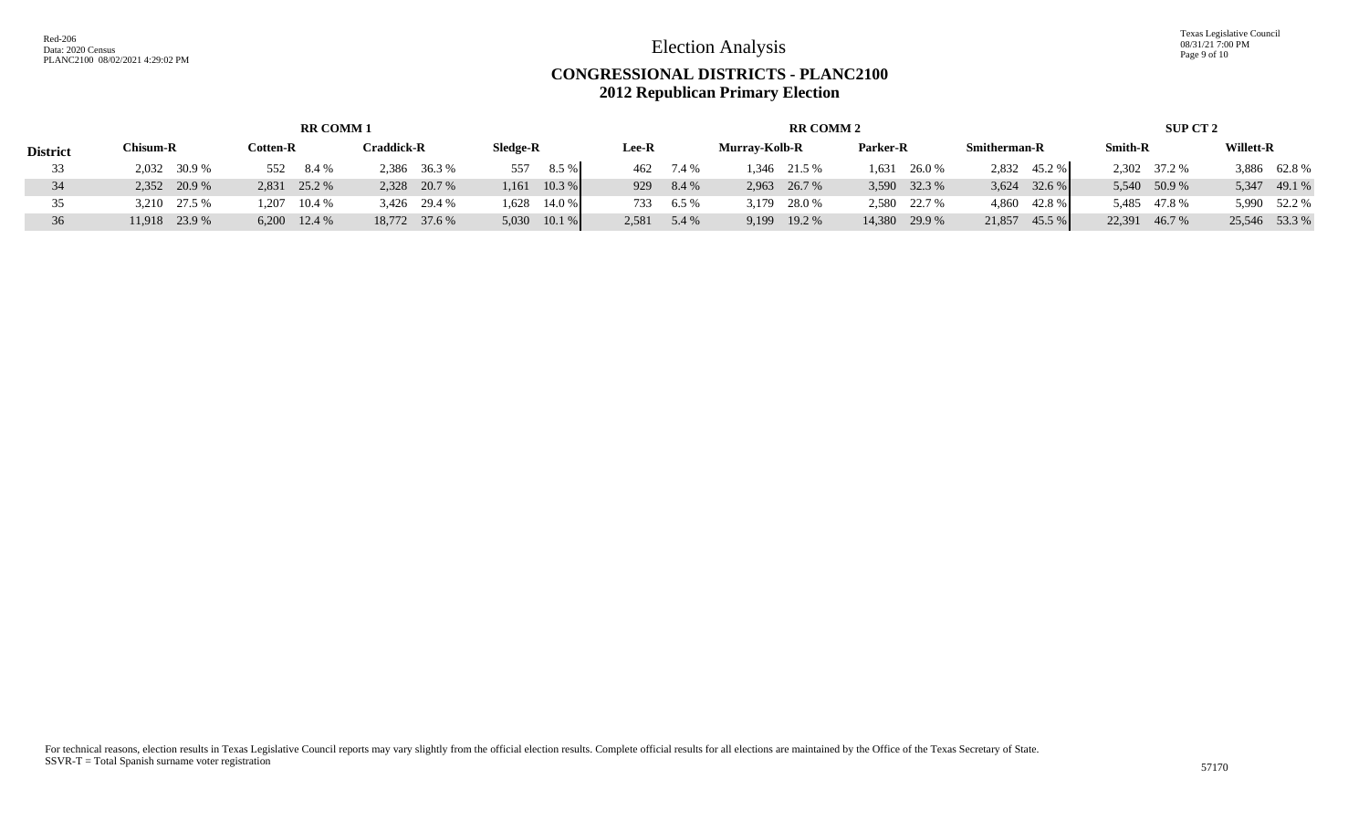# Election Analysis

## CONGRESSIONAL DISTRICTS - PLANC2100
## 2012 Republican Primary Election

| District | RR COMM 1 | | | | | | | | RR COMM 2 | | | | | | | | SUP CT 2 | | | |
|---|---|---|---|---|---|---|---|---|---|---|---|---|---|---|---|---|---|---|---|---|
| | Chisum-R | | Cotten-R | | Craddick-R | | Sledge-R | | Lee-R | | Murray-Kolb-R | | Parker-R | | Smitherman-R | | Smith-R | | Willett-R | |
| 33 | 2,032 | 30.9 % | 552 | 8.4 % | 2,386 | 36.3 % | 557 | 8.5 % | 462 | 7.4 % | 1,346 | 21.5 % | 1,631 | 26.0 % | 2,832 | 45.2 % | 2,302 | 37.2 % | 3,886 | 62.8 % |
| 34 | 2,352 | 20.9 % | 2,831 | 25.2 % | 2,328 | 20.7 % | 1,161 | 10.3 % | 929 | 8.4 % | 2,963 | 26.7 % | 3,590 | 32.3 % | 3,624 | 32.6 % | 5,540 | 50.9 % | 5,347 | 49.1 % |
| 35 | 3,210 | 27.5 % | 1,207 | 10.4 % | 3,426 | 29.4 % | 1,628 | 14.0 % | 733 | 6.5 % | 3,179 | 28.0 % | 2,580 | 22.7 % | 4,860 | 42.8 % | 5,485 | 47.8 % | 5,990 | 52.2 % |
| 36 | 11,918 | 23.9 % | 6,200 | 12.4 % | 18,772 | 37.6 % | 5,030 | 10.1 % | 2,581 | 5.4 % | 9,199 | 19.2 % | 14,380 | 29.9 % | 21,857 | 45.5 % | 22,391 | 46.7 % | 25,546 | 53.3 % |

For technical reasons, election results in Texas Legislative Council reports may vary slightly from the official election results. Complete official results for all elections are maintained by the Office of the Texas Secretary of State.
SSVR-T = Total Spanish surname voter registration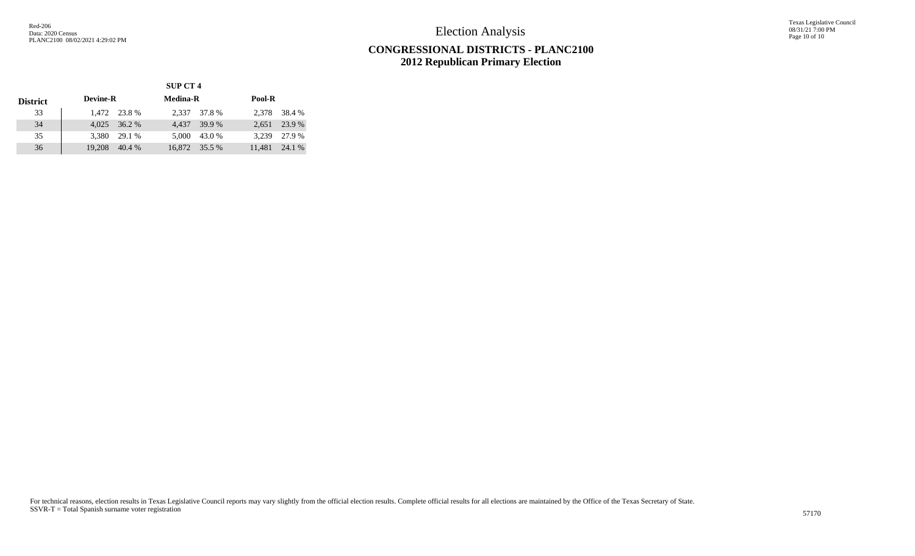# Election Analysis

## CONGRESSIONAL DISTRICTS - PLANC2100
## 2012 Republican Primary Election

| | SUP CT 4 | | | | | |
|---|---|---|---|---|---|---|
| **District** | **Devine-R** | | **Medina-R** | | **Pool-R** | |
| 33 | 1,472 | 23.8 % | 2,337 | 37.8 % | 2,378 | 38.4 % |
| 34 | 4,025 | 36.2 % | 4,437 | 39.9 % | 2,651 | 23.9 % |
| 35 | 3,380 | 29.1 % | 5,000 | 43.0 % | 3,239 | 27.9 % |
| 36 | 19,208 | 40.4 % | 16,872 | 35.5 % | 11,481 | 24.1 % |

For technical reasons, election results in Texas Legislative Council reports may vary slightly from the official election results. Complete official results for all elections are maintained by the Office of the Texas Secretary of State.
SSVR-T = Total Spanish surname voter registration